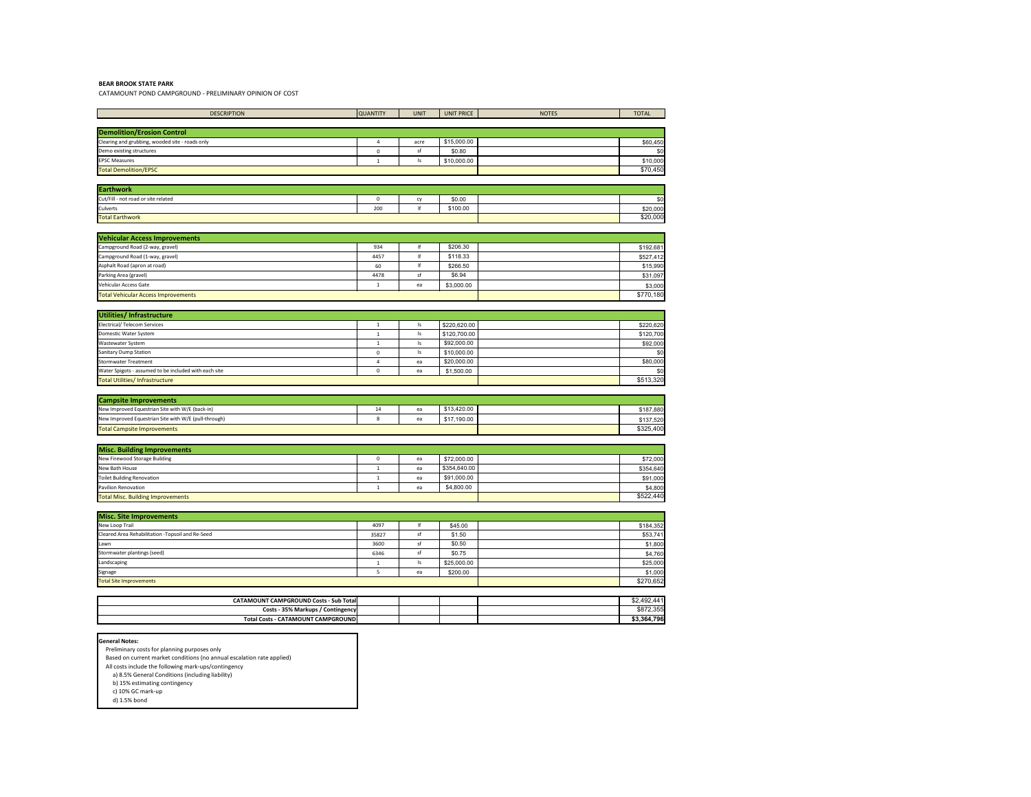**BEAR BROOK STATE PARK**

CATAMOUNT POND CAMPGROUND - PRELIMINARY OPINION OF COST

| DESCRIPTION | QUANTITY | UNIT | UNIT PRICE | NOTES | TOTAL |
|---|---|---|---|---|---|
| **Demolition/Erosion Control** | | | | | |
| Clearing and grubbing, wooded site - roads only | 4 | acre | $15,000.00 | | $60,450 |
| Demo existing structures | 0 | sf | $0.80 | | $0 |
| EPSC Measures | 1 | ls | $10,000.00 | | $10,000 |
| Total Demolition/EPSC | | | | | $70,450 |
| **Earthwork** | | | | | |
| Cut/Fill - not road or site related | 0 | cy | $0.00 | | $0 |
| Culverts | 200 | lf | $100.00 | | $20,000 |
| Total Earthwork | | | | | $20,000 |
| **Vehicular Access Improvements** | | | | | |
| Campground Road (2-way, gravel) | 934 | lf | $206.30 | | $192,681 |
| Campground Road (1-way, gravel) | 4457 | lf | $118.33 | | $527,412 |
| Asphalt Road (apron at road) | 60 | lf | $266.50 | | $15,990 |
| Parking Area (gravel) | 4478 | sf | $6.94 | | $31,097 |
| Vehicular Access Gate | 1 | ea | $3,000.00 | | $3,000 |
| Total Vehicular Access Improvements | | | | | $770,180 |
| **Utilities/ Infrastructure** | | | | | |
| Electrical/ Telecom Services | 1 | ls | $220,620.00 | | $220,620 |
| Domestic Water System | 1 | ls | $120,700.00 | | $120,700 |
| Wastewater System | 1 | ls | $92,000.00 | | $92,000 |
| Sanitary Dump Station | 0 | ls | $10,000.00 | | $0 |
| Stormwater Treatment | 4 | ea | $20,000.00 | | $80,000 |
| Water Spigots - assumed to be included with each site | 0 | ea | $1,500.00 | | $0 |
| Total Utilities/ Infrastructure | | | | | $513,320 |
| **Campsite Improvements** | | | | | |
| New Improved Equestrian Site with W/E (back-in) | 14 | ea | $13,420.00 | | $187,880 |
| New Improved Equestrian Site with W/E (pull-through) | 8 | ea | $17,190.00 | | $137,520 |
| Total Campsite Improvements | | | | | $325,400 |
| **Misc. Building Improvements** | | | | | |
| New Firewood Storage Building | 0 | ea | $72,000.00 | | $72,000 |
| New Bath House | 1 | ea | $354,640.00 | | $354,640 |
| Toilet Building Renovation | 1 | ea | $91,000.00 | | $91,000 |
| Pavilion Renovation | 1 | ea | $4,800.00 | | $4,800 |
| Total Misc. Building Improvements | | | | | $522,440 |
| **Misc. Site Improvements** | | | | | |
| New Loop Trail | 4097 | lf | $45.00 | | $184,352 |
| Cleared Area Rehabilitation -Topsoil and Re-Seed | 35827 | sf | $1.50 | | $53,741 |
| Lawn | 3600 | sf | $0.50 | | $1,800 |
| Stormwater plantings (seed) | 6346 | sf | $0.75 | | $4,760 |
| Landscaping | 1 | ls | $25,000.00 | | $25,000 |
| Signage | 5 | ea | $200.00 | | $1,000 |
| Total Site Improvements | | | | | $270,652 |
| **CATAMOUNT CAMPGROUND Costs - Sub Total** | | | | | $2,492,441 |
| **Costs - 35% Markups / Contingency** | | | | | $872,355 |
| **Total Costs - CATAMOUNT CAMPGROUND** | | | | | **$3,364,796** |

**General Notes:**

Preliminary costs for planning purposes only

Based on current market conditions (no annual escalation rate applied)

All costs include the following mark-ups/contingency

- a) 8.5% General Conditions (including liability)
- b) 15% estimating contingency
- c) 10% GC mark-up
- d) 1.5% bond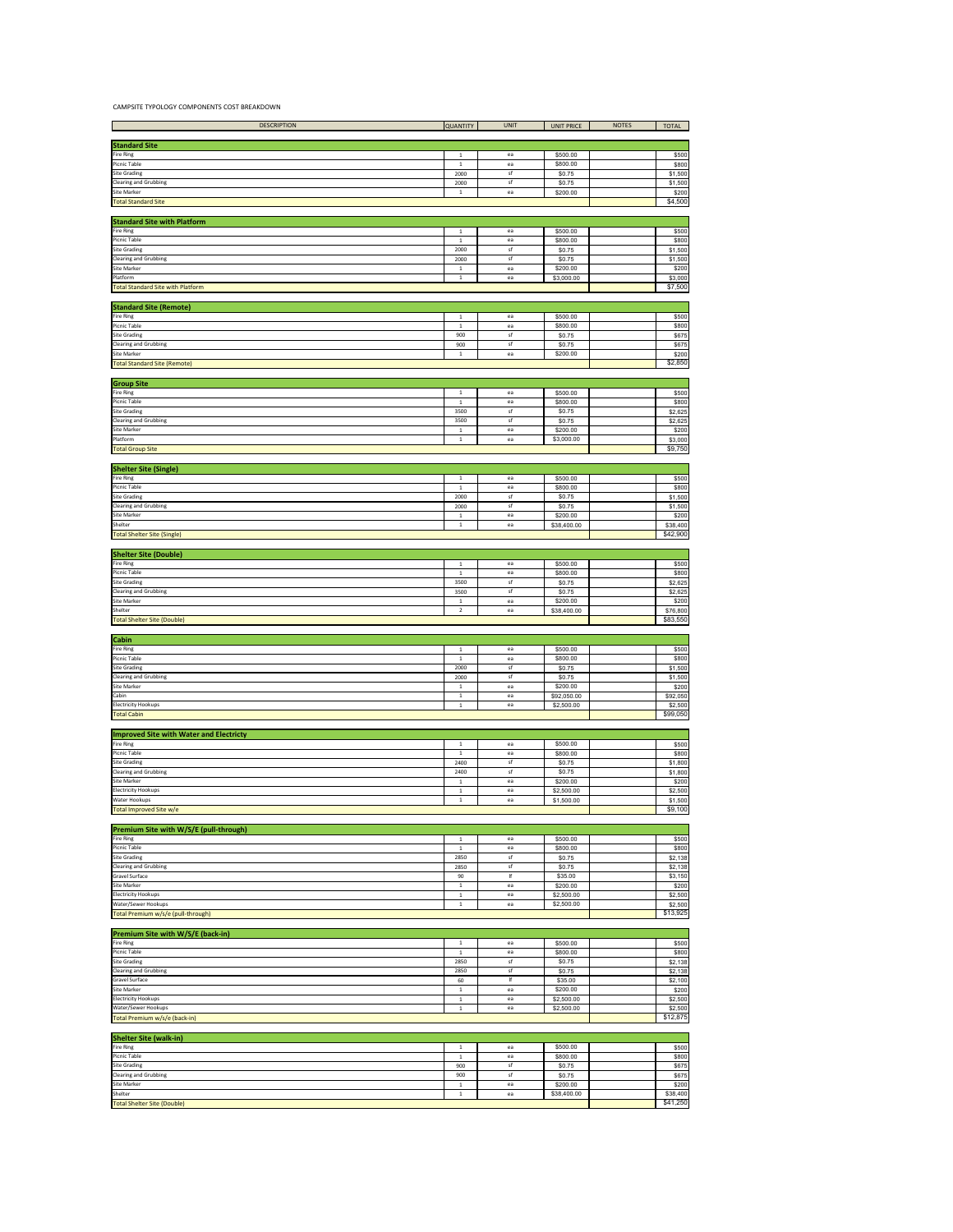CAMPSITE TYPOLOGY COMPONENTS COST BREAKDOWN

| DESCRIPTION | QUANTITY | UNIT | UNIT PRICE | NOTES | TOTAL |
|---|---|---|---|---|---|
| **Standard Site** | | | | | |
| Fire Ring | 1 | ea | $500.00 | | $500 |
| Picnic Table | 1 | ea | $800.00 | | $800 |
| Site Grading | 2000 | sf | $0.75 | | $1,500 |
| Clearing and Grubbing | 2000 | sf | $0.75 | | $1,500 |
| Site Marker | 1 | ea | $200.00 | | $200 |
| Total Standard Site | | | | | $4,500 |
| **Standard Site with Platform** | | | | | |
| Fire Ring | 1 | ea | $500.00 | | $500 |
| Picnic Table | 1 | ea | $800.00 | | $800 |
| Site Grading | 2000 | sf | $0.75 | | $1,500 |
| Clearing and Grubbing | 2000 | sf | $0.75 | | $1,500 |
| Site Marker | 1 | ea | $200.00 | | $200 |
| Platform | 1 | ea | $3,000.00 | | $3,000 |
| Total Standard Site with Platform | | | | | $7,500 |
| **Standard Site (Remote)** | | | | | |
| Fire Ring | 1 | ea | $500.00 | | $500 |
| Picnic Table | 1 | ea | $800.00 | | $800 |
| Site Grading | 900 | sf | $0.75 | | $675 |
| Clearing and Grubbing | 900 | sf | $0.75 | | $675 |
| Site Marker | 1 | ea | $200.00 | | $200 |
| Total Standard Site (Remote) | | | | | $2,850 |
| **Group Site** | | | | | |
| Fire Ring | 1 | ea | $500.00 | | $500 |
| Picnic Table | 1 | ea | $800.00 | | $800 |
| Site Grading | 3500 | sf | $0.75 | | $2,625 |
| Clearing and Grubbing | 3500 | sf | $0.75 | | $2,625 |
| Site Marker | 1 | ea | $200.00 | | $200 |
| Platform | 1 | ea | $3,000.00 | | $3,000 |
| Total Group Site | | | | | $9,750 |
| **Shelter Site (Single)** | | | | | |
| Fire Ring | 1 | ea | $500.00 | | $500 |
| Picnic Table | 1 | ea | $800.00 | | $800 |
| Site Grading | 2000 | sf | $0.75 | | $1,500 |
| Clearing and Grubbing | 2000 | sf | $0.75 | | $1,500 |
| Site Marker | 1 | ea | $200.00 | | $200 |
| Shelter | 1 | ea | $38,400.00 | | $38,400 |
| Total Shelter Site (Single) | | | | | $42,900 |
| **Shelter Site (Double)** | | | | | |
| Fire Ring | 1 | ea | $500.00 | | $500 |
| Picnic Table | 1 | ea | $800.00 | | $800 |
| Site Grading | 3500 | sf | $0.75 | | $2,625 |
| Clearing and Grubbing | 3500 | sf | $0.75 | | $2,625 |
| Site Marker | 1 | ea | $200.00 | | $200 |
| Shelter | 2 | ea | $38,400.00 | | $76,800 |
| Total Shelter Site (Double) | | | | | $83,550 |
| **Cabin** | | | | | |
| Fire Ring | 1 | ea | $500.00 | | $500 |
| Picnic Table | 1 | ea | $800.00 | | $800 |
| Site Grading | 2000 | sf | $0.75 | | $1,500 |
| Clearing and Grubbing | 2000 | sf | $0.75 | | $1,500 |
| Site Marker | 1 | ea | $200.00 | | $200 |
| Cabin | 1 | ea | $92,050.00 | | $92,050 |
| Electricity Hookups | 1 | ea | $2,500.00 | | $2,500 |
| Total Cabin | | | | | $99,050 |
| **Improved Site with Water and Electricty** | | | | | |
| Fire Ring | 1 | ea | $500.00 | | $500 |
| Picnic Table | 1 | ea | $800.00 | | $800 |
| Site Grading | 2400 | sf | $0.75 | | $1,800 |
| Clearing and Grubbing | 2400 | sf | $0.75 | | $1,800 |
| Site Marker | 1 | ea | $200.00 | | $200 |
| Electricity Hookups | 1 | ea | $2,500.00 | | $2,500 |
| Water Hookups | 1 | ea | $1,500.00 | | $1,500 |
| Total Improved Site w/e | | | | | $9,100 |
| **Premium Site with W/S/E (pull-through)** | | | | | |
| Fire Ring | 1 | ea | $500.00 | | $500 |
| Picnic Table | 1 | ea | $800.00 | | $800 |
| Site Grading | 2850 | sf | $0.75 | | $2,138 |
| Clearing and Grubbing | 2850 | sf | $0.75 | | $2,138 |
| Gravel Surface | 90 | lf | $35.00 | | $3,150 |
| Site Marker | 1 | ea | $200.00 | | $200 |
| Electricity Hookups | 1 | ea | $2,500.00 | | $2,500 |
| Water/Sewer Hookups | 1 | ea | $2,500.00 | | $2,500 |
| Total Premium w/s/e (pull-through) | | | | | $13,925 |
| **Premium Site with W/S/E (back-in)** | | | | | |
| Fire Ring | 1 | ea | $500.00 | | $500 |
| Picnic Table | 1 | ea | $800.00 | | $800 |
| Site Grading | 2850 | sf | $0.75 | | $2,138 |
| Clearing and Grubbing | 2850 | sf | $0.75 | | $2,138 |
| Gravel Surface | 60 | lf | $35.00 | | $2,100 |
| Site Marker | 1 | ea | $200.00 | | $200 |
| Electricity Hookups | 1 | ea | $2,500.00 | | $2,500 |
| Water/Sewer Hookups | 1 | ea | $2,500.00 | | $2,500 |
| Total Premium w/s/e (back-in) | | | | | $12,875 |
| **Shelter Site (walk-in)** | | | | | |
| Fire Ring | 1 | ea | $500.00 | | $500 |
| Picnic Table | 1 | ea | $800.00 | | $800 |
| Site Grading | 900 | sf | $0.75 | | $675 |
| Clearing and Grubbing | 900 | sf | $0.75 | | $675 |
| Site Marker | 1 | ea | $200.00 | | $200 |
| Shelter | 1 | ea | $38,400.00 | | $38,400 |
| Total Shelter Site (Double) | | | | | $41,250 |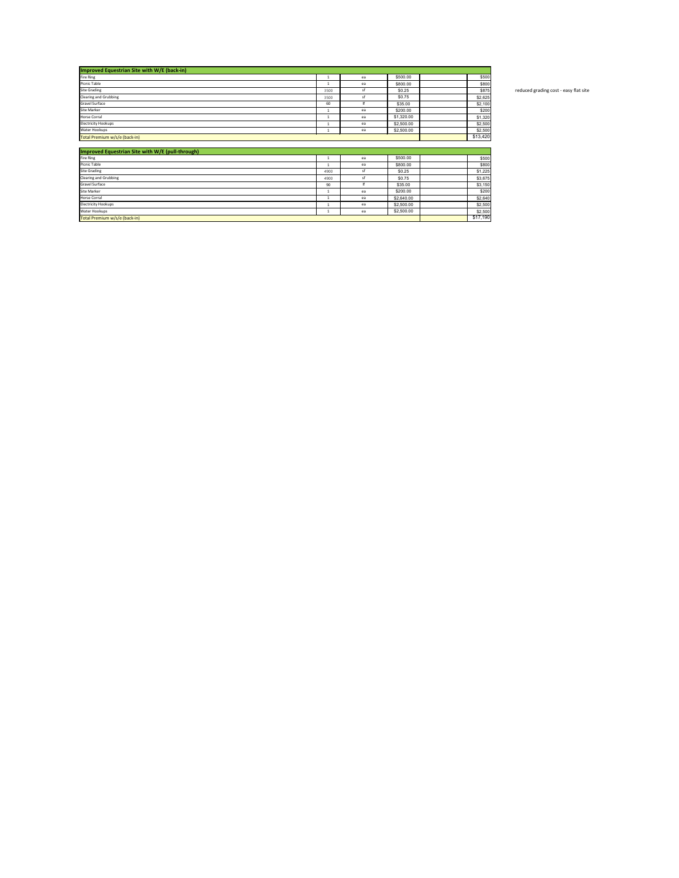| Improved Equestrian Site with W/E (back-in) | | | | | |
|---|---|---|---|---|---|
| Fire Ring | 1 | ea | $500.00 | | $500 |
| Picnic Table | 1 | ea | $800.00 | | $800 |
| Site Grading | 3500 | sf | $0.25 | | $875 |
| Clearing and Grubbing | 3500 | sf | $0.75 | | $2,625 |
| Gravel Surface | 60 | lf | $35.00 | | $2,100 |
| Site Marker | 1 | ea | $200.00 | | $200 |
| Horse Corral | 1 | ea | $1,320.00 | | $1,320 |
| Electricity Hookups | 1 | ea | $2,500.00 | | $2,500 |
| Water Hookups | 1 | ea | $2,500.00 | | $2,500 |
| Total Premium w/s/e (back-in) | | | | | $13,420 |

reduced grading cost - easy flat site

| Improved Equestrian Site with W/E (pull-through) | | | | | |
|---|---|---|---|---|---|
| Fire Ring | 1 | ea | $500.00 | | $500 |
| Picnic Table | 1 | ea | $800.00 | | $800 |
| Site Grading | 4900 | sf | $0.25 | | $1,225 |
| Clearing and Grubbing | 4900 | sf | $0.75 | | $3,675 |
| Gravel Surface | 90 | lf | $35.00 | | $3,150 |
| Site Marker | 1 | ea | $200.00 | | $200 |
| Horse Corral | 1 | ea | $2,640.00 | | $2,640 |
| Electricity Hookups | 1 | ea | $2,500.00 | | $2,500 |
| Water Hookups | 1 | ea | $2,500.00 | | $2,500 |
| Total Premium w/s/e (back-in) | | | | | $17,190 |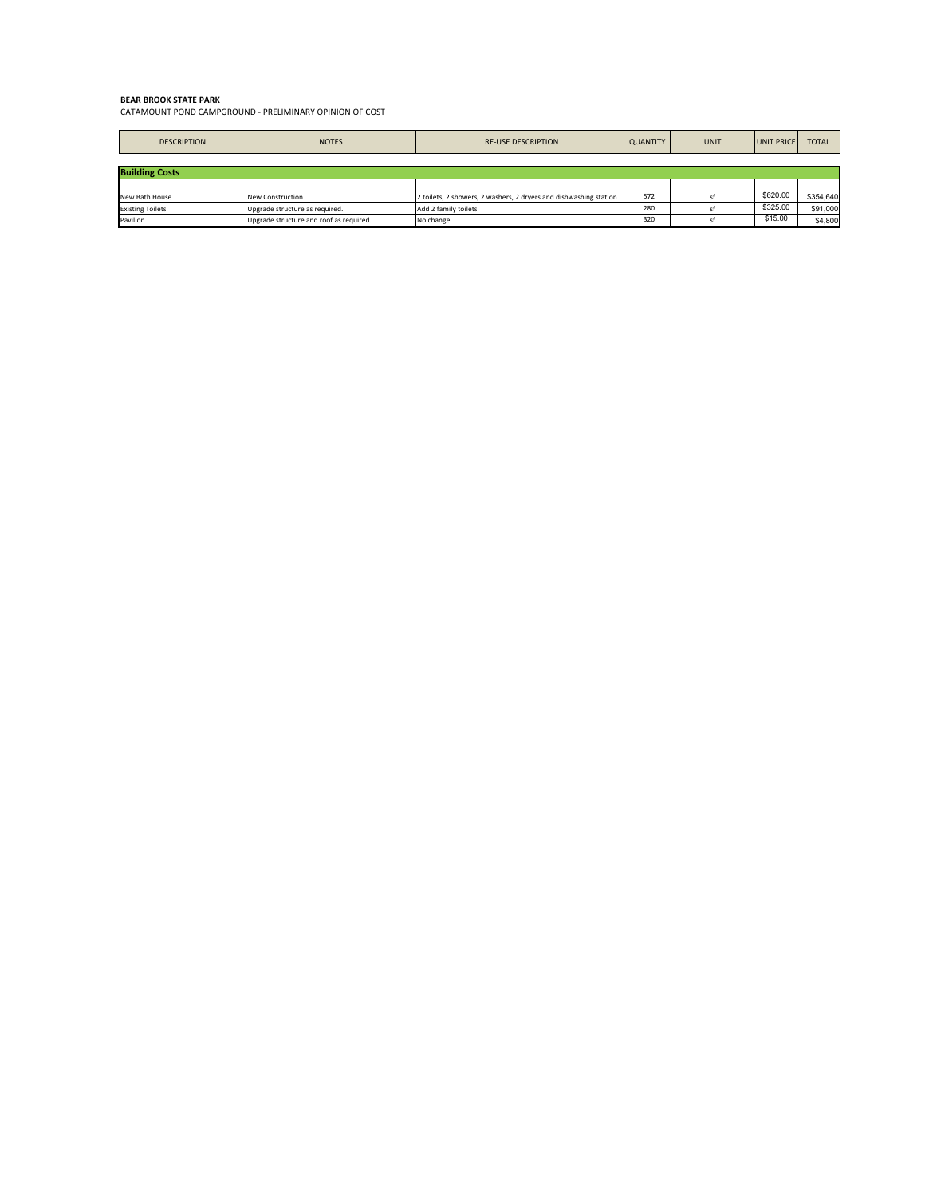**BEAR BROOK STATE PARK**

CATAMOUNT POND CAMPGROUND - PRELIMINARY OPINION OF COST

| DESCRIPTION | NOTES | RE-USE DESCRIPTION | QUANTITY | UNIT | UNIT PRICE | TOTAL |
|---|---|---|---|---|---|---|
| **Building Costs** | | | | | | |
| New Bath House | New Construction | 2 toilets, 2 showers, 2 washers, 2 dryers and dishwashing station | 572 | sf | $620.00 | $354,640 |
| Existing Toilets | Upgrade structure as required. | Add 2 family toilets | 280 | sf | $325.00 | $91,000 |
| Pavilion | Upgrade structure and roof as required. | No change. | 320 | sf | $15.00 | $4,800 |